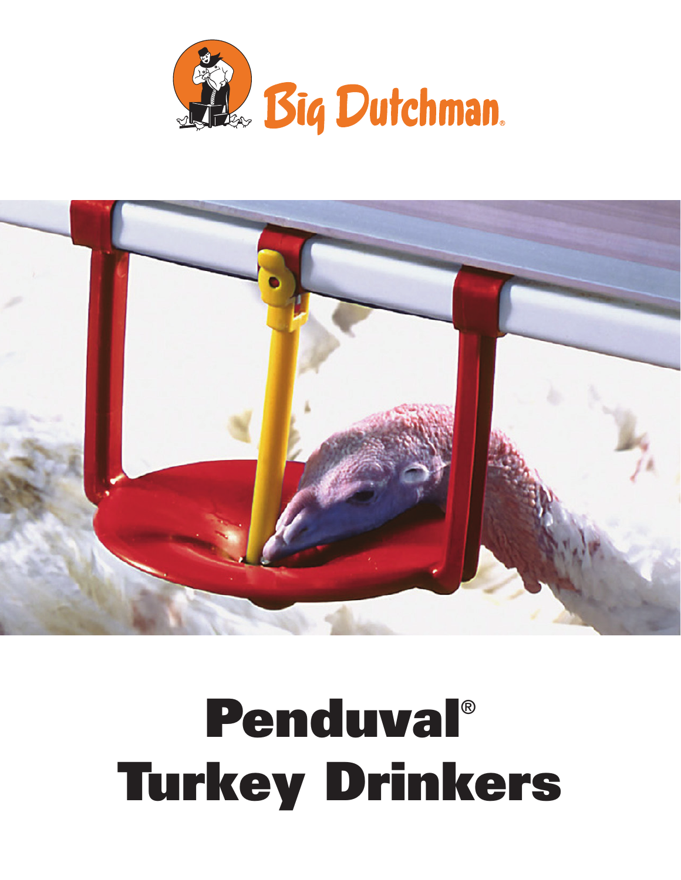Big Dutchman®

# Penduval® Turkey Drinkers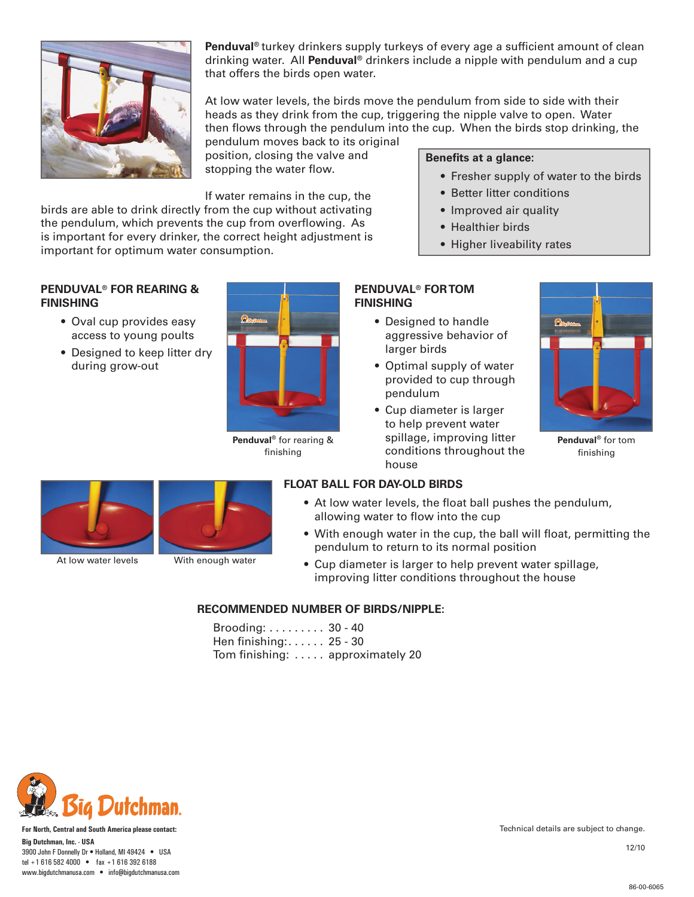**Penduval**® turkey drinkers supply turkeys of every age a sufficient amount of clean drinking water. All **Penduval**® drinkers include a nipple with pendulum and a cup that offers the birds open water.

At low water levels, the birds move the pendulum from side to side with their heads as they drink from the cup, triggering the nipple valve to open. Water then flows through the pendulum into the cup. When the birds stop drinking, the pendulum moves back to its original position, closing the valve and stopping the water flow.

If water remains in the cup, the birds are able to drink directly from the cup without activating the pendulum, which prevents the cup from overflowing. As is important for every drinker, the correct height adjustment is important for optimum water consumption.

**Benefits at a glance:**

- Fresher supply of water to the birds
- Better litter conditions
- Improved air quality
- Healthier birds
- Higher liveability rates

### PENDUVAL® FOR REARING & FINISHING

- Oval cup provides easy access to young poults
- Designed to keep litter dry during grow-out

**Penduval**® for rearing & finishing

### PENDUVAL® FOR TOM FINISHING

- Designed to handle aggressive behavior of larger birds
- Optimal supply of water provided to cup through pendulum
- Cup diameter is larger to help prevent water spillage, improving litter conditions throughout the house

**Penduval**® for tom finishing

At low water levels

With enough water

### FLOAT BALL FOR DAY-OLD BIRDS

- At low water levels, the float ball pushes the pendulum, allowing water to flow into the cup
- With enough water in the cup, the ball will float, permitting the pendulum to return to its normal position
- Cup diameter is larger to help prevent water spillage, improving litter conditions throughout the house

### RECOMMENDED NUMBER OF BIRDS/NIPPLE:

Brooding: . . . . . . . . . 30 - 40
Hen finishing:. . . . . . 25 - 30
Tom finishing: . . . . . approximately 20

**For North, Central and South America please contact:**

**Big Dutchman, Inc. · USA**
3900 John F Donnelly Dr • Holland, MI 49424 • USA
tel +1 616 582 4000 • fax +1 616 392 6188
www.bigdutchmanusa.com • info@bigdutchmanusa.com

Technical details are subject to change.

12/10

86-00-6065